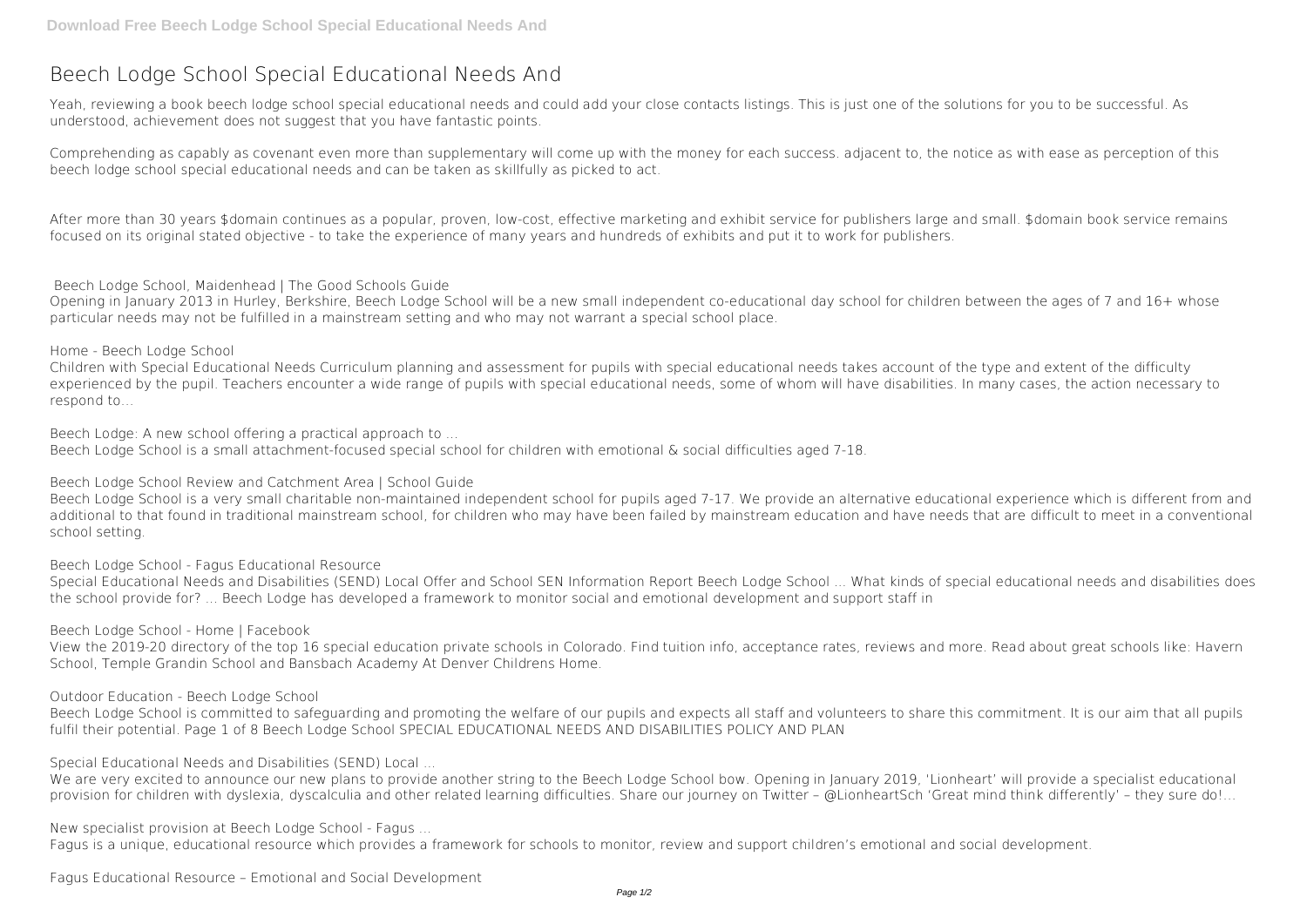# Beech Lodge School Special Educational Needs And

Yeah, reviewing a book beech lodge school special educational needs and could add your close contacts listings. This is just one of the solutions for you to be successful. As understood, achievement does not suggest that you have fantastic points.

Comprehending as capably as covenant even more than supplementary will come up with the money for each success. adjacent to, the notice as with ease as perception of this beech lodge school special educational needs and can be taken as skillfully as picked to act.

After more than 30 years $domain continues as a popular, proven, low-cost, effective marketing and exhibit service for publishers large and small. $domain book service remains focused on its original stated objective - to take the experience of many years and hundreds of exhibits and put it to work for publishers.

**Beech Lodge School, Maidenhead | The Good Schools Guide**

Opening in January 2013 in Hurley, Berkshire, Beech Lodge School will be a new small independent co-educational day school for children between the ages of 7 and 16+ whose particular needs may not be fulfilled in a mainstream setting and who may not warrant a special school place.

**Home - Beech Lodge School**

Children with Special Educational Needs Curriculum planning and assessment for pupils with special educational needs takes account of the type and extent of the difficulty experienced by the pupil. Teachers encounter a wide range of pupils with special educational needs, some of whom will have disabilities. In many cases, the action necessary to respond to...

**Beech Lodge: A new school offering a practical approach to ...**

Beech Lodge School is a small attachment-focused special school for children with emotional & social difficulties aged 7-18.

**Beech Lodge School Review and Catchment Area | School Guide**

Beech Lodge School is a very small charitable non-maintained independent school for pupils aged 7-17. We provide an alternative educational experience which is different from and additional to that found in traditional mainstream school, for children who may have been failed by mainstream education and have needs that are difficult to meet in a conventional school setting.

**Beech Lodge School - Fagus Educational Resource**

Special Educational Needs and Disabilities (SEND) Local Offer and School SEN Information Report Beech Lodge School ... What kinds of special educational needs and disabilities does the school provide for? ... Beech Lodge has developed a framework to monitor social and emotional development and support staff in

**Beech Lodge School - Home | Facebook**

View the 2019-20 directory of the top 16 special education private schools in Colorado. Find tuition info, acceptance rates, reviews and more. Read about great schools like: Havern School, Temple Grandin School and Bansbach Academy At Denver Childrens Home.

**Outdoor Education - Beech Lodge School**

Beech Lodge School is committed to safeguarding and promoting the welfare of our pupils and expects all staff and volunteers to share this commitment. It is our aim that all pupils fulfil their potential. Page 1 of 8 Beech Lodge School SPECIAL EDUCATIONAL NEEDS AND DISABILITIES POLICY AND PLAN

**Special Educational Needs and Disabilities (SEND) Local ...**

We are very excited to announce our new plans to provide another string to the Beech Lodge School bow. Opening in January 2019, 'Lionheart' will provide a specialist educational provision for children with dyslexia, dyscalculia and other related learning difficulties. Share our journey on Twitter – @LionheartSch 'Great mind think differently' – they sure do!...

**New specialist provision at Beech Lodge School - Fagus ...**

Fagus is a unique, educational resource which provides a framework for schools to monitor, review and support children's emotional and social development.

**Fagus Educational Resource – Emotional and Social Development**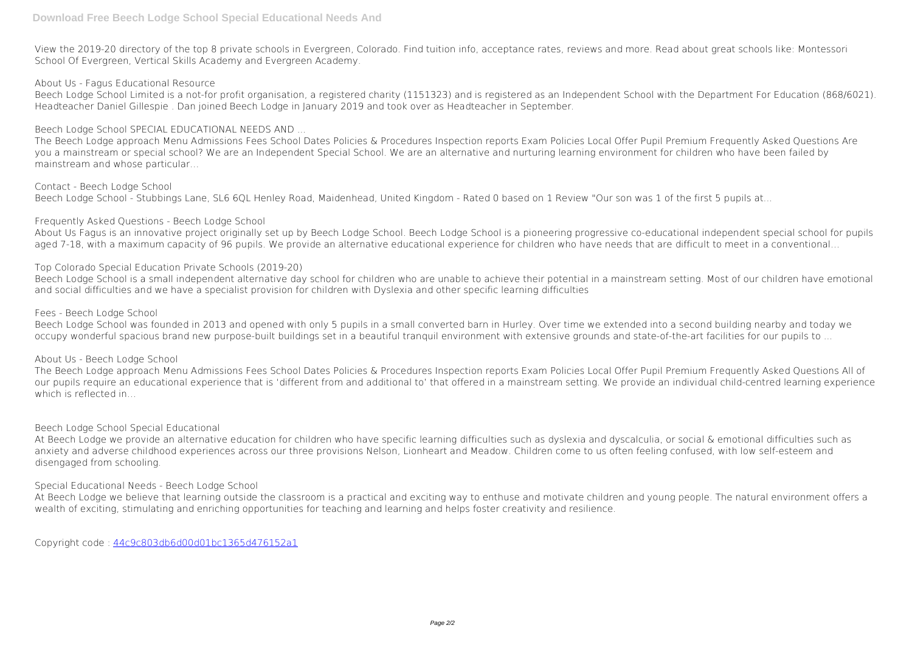View the 2019-20 directory of the top 8 private schools in Evergreen, Colorado. Find tuition info, acceptance rates, reviews and more. Read about great schools like: Montessori School Of Evergreen, Vertical Skills Academy and Evergreen Academy.

**About Us - Fagus Educational Resource**

Beech Lodge School Limited is a not-for profit organisation, a registered charity (1151323) and is registered as an Independent School with the Department For Education (868/6021). Headteacher Daniel Gillespie . Dan joined Beech Lodge in January 2019 and took over as Headteacher in September.

**Beech Lodge School SPECIAL EDUCATIONAL NEEDS AND ...**

The Beech Lodge approach Menu Admissions Fees School Dates Policies & Procedures Inspection reports Exam Policies Local Offer Pupil Premium Frequently Asked Questions Are you a mainstream or special school? We are an Independent Special School. We are an alternative and nurturing learning environment for children who have been failed by mainstream and whose particular...

**Contact - Beech Lodge School**

Beech Lodge School - Stubbings Lane, SL6 6QL Henley Road, Maidenhead, United Kingdom - Rated 0 based on 1 Review "Our son was 1 of the first 5 pupils at...

**Frequently Asked Questions - Beech Lodge School**

About Us Fagus is an innovative project originally set up by Beech Lodge School. Beech Lodge School is a pioneering progressive co-educational independent special school for pupils aged 7-18, with a maximum capacity of 96 pupils. We provide an alternative educational experience for children who have needs that are difficult to meet in a conventional...

**Top Colorado Special Education Private Schools (2019-20)**

Beech Lodge School is a small independent alternative day school for children who are unable to achieve their potential in a mainstream setting. Most of our children have emotional and social difficulties and we have a specialist provision for children with Dyslexia and other specific learning difficulties

**Fees - Beech Lodge School**

Beech Lodge School was founded in 2013 and opened with only 5 pupils in a small converted barn in Hurley. Over time we extended into a second building nearby and today we occupy wonderful spacious brand new purpose-built buildings set in a beautiful tranquil environment with extensive grounds and state-of-the-art facilities for our pupils to ...

**About Us - Beech Lodge School**

The Beech Lodge approach Menu Admissions Fees School Dates Policies & Procedures Inspection reports Exam Policies Local Offer Pupil Premium Frequently Asked Questions All of our pupils require an educational experience that is 'different from and additional to' that offered in a mainstream setting. We provide an individual child-centred learning experience which is reflected in...

**Beech Lodge School Special Educational**

At Beech Lodge we provide an alternative education for children who have specific learning difficulties such as dyslexia and dyscalculia, or social & emotional difficulties such as anxiety and adverse childhood experiences across our three provisions Nelson, Lionheart and Meadow. Children come to us often feeling confused, with low self-esteem and disengaged from schooling.

**Special Educational Needs - Beech Lodge School**

At Beech Lodge we believe that learning outside the classroom is a practical and exciting way to enthuse and motivate children and young people. The natural environment offers a wealth of exciting, stimulating and enriching opportunities for teaching and learning and helps foster creativity and resilience.

Copyright code : 44c9c803db6d00d01bc1365d476152a1